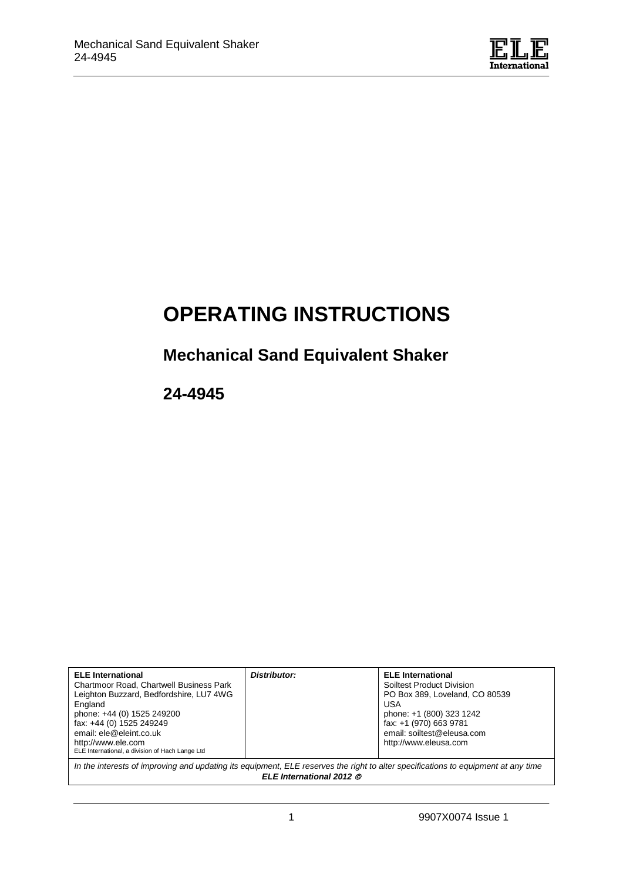# OPERATING INSTRUCTIONS

## Mechanical Sand Equivalent Shaker

## 24-4945

| **ELE International**<br>Chartmoor Road, Chartwell Business Park<br>Leighton Buzzard, Bedfordshire, LU7 4WG<br>England<br>phone: +44 (0) 1525 249200<br>fax: +44 (0) 1525 249249<br>email: ele@eleint.co.uk<br>http://www.ele.com<br>ELE International, a division of Hach Lange Ltd | ***Distributor:*** | **ELE International**<br>Soiltest Product Division<br>PO Box 389, Loveland, CO 80539<br>USA<br>phone: +1 (800) 323 1242<br>fax: +1 (970) 663 9781<br>email: soiltest@eleusa.com<br>http://www.eleusa.com |
|---|---|---|

*In the interests of improving and updating its equipment, ELE reserves the right to alter specifications to equipment at any time*
***ELE International 2012 ©***

9907X0074 Issue 1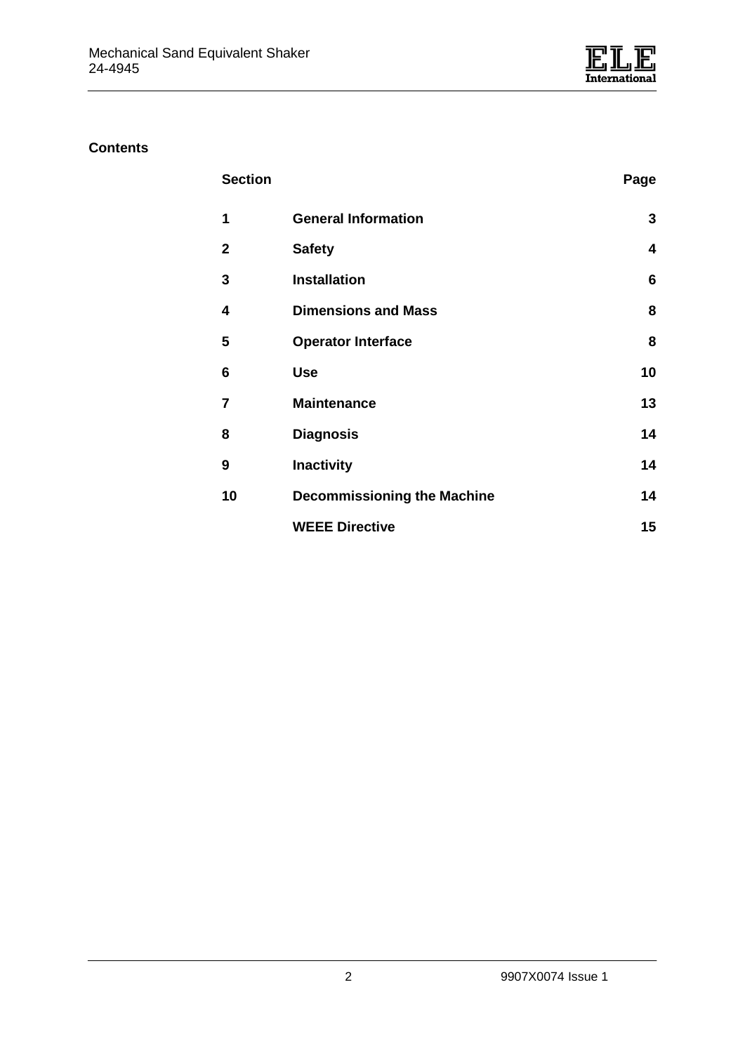**Contents**

| Section | | Page |
|---|---|---|
| 1 | General Information | 3 |
| 2 | Safety | 4 |
| 3 | Installation | 6 |
| 4 | Dimensions and Mass | 8 |
| 5 | Operator Interface | 8 |
| 6 | Use | 10 |
| 7 | Maintenance | 13 |
| 8 | Diagnosis | 14 |
| 9 | Inactivity | 14 |
| 10 | Decommissioning the Machine | 14 |
| | WEEE Directive | 15 |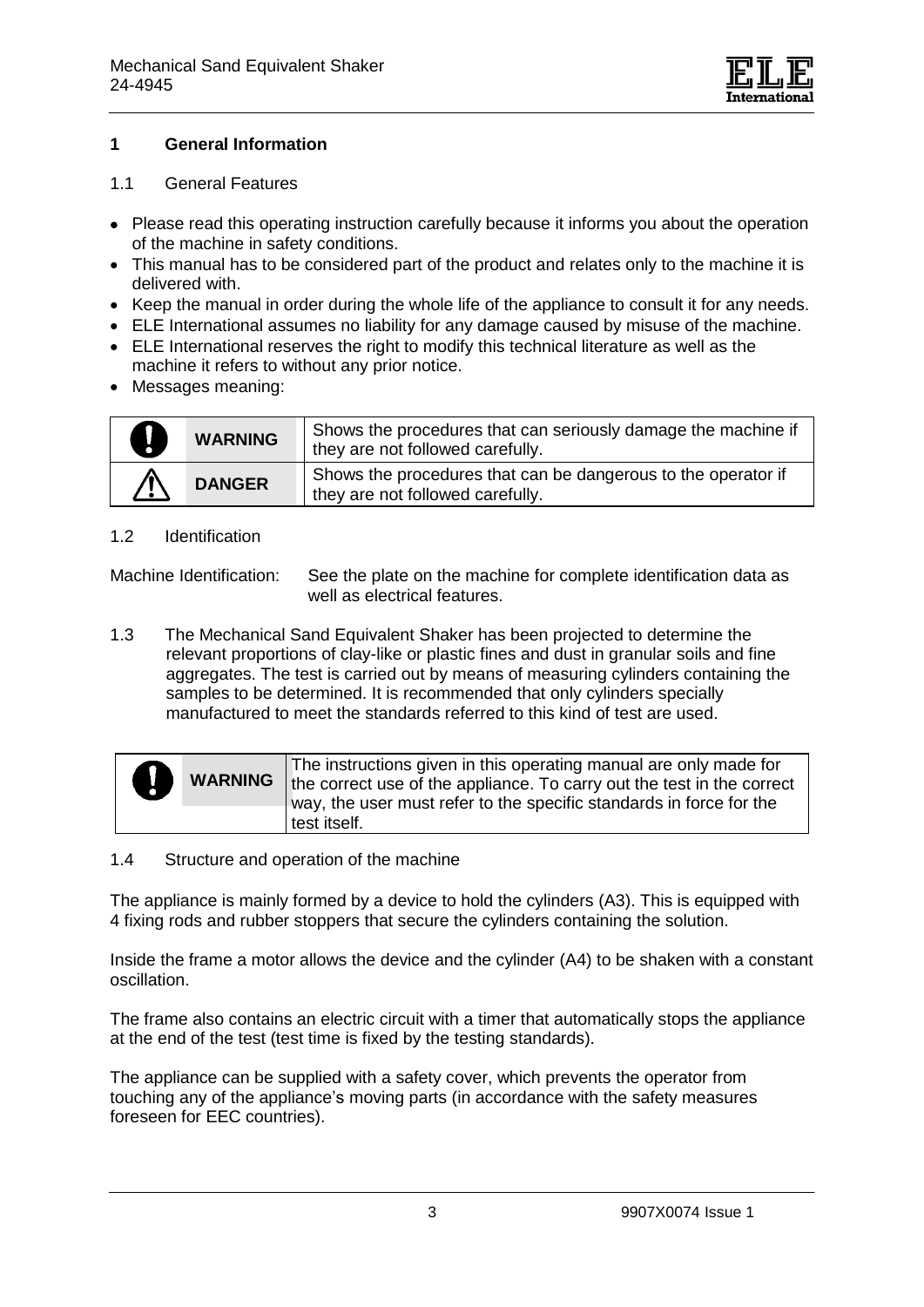# 1 General Information

## 1.1 General Features

- Please read this operating instruction carefully because it informs you about the operation of the machine in safety conditions.
- This manual has to be considered part of the product and relates only to the machine it is delivered with.
- Keep the manual in order during the whole life of the appliance to consult it for any needs.
- ELE International assumes no liability for any damage caused by misuse of the machine.
- ELE International reserves the right to modify this technical literature as well as the machine it refers to without any prior notice.
- Messages meaning:

| | | |
|---|---|---|
| ! | **WARNING** | Shows the procedures that can seriously damage the machine if they are not followed carefully. |
| ⚠ | **DANGER** | Shows the procedures that can be dangerous to the operator if they are not followed carefully. |

## 1.2 Identification

Machine Identification: See the plate on the machine for complete identification data as well as electrical features.

1.3 The Mechanical Sand Equivalent Shaker has been projected to determine the relevant proportions of clay-like or plastic fines and dust in granular soils and fine aggregates. The test is carried out by means of measuring cylinders containing the samples to be determined. It is recommended that only cylinders specially manufactured to meet the standards referred to this kind of test are used.

| | | |
|---|---|---|
| ! | **WARNING** | The instructions given in this operating manual are only made for the correct use of the appliance. To carry out the test in the correct way, the user must refer to the specific standards in force for the test itself. |

## 1.4 Structure and operation of the machine

The appliance is mainly formed by a device to hold the cylinders (A3). This is equipped with 4 fixing rods and rubber stoppers that secure the cylinders containing the solution.

Inside the frame a motor allows the device and the cylinder (A4) to be shaken with a constant oscillation.

The frame also contains an electric circuit with a timer that automatically stops the appliance at the end of the test (test time is fixed by the testing standards).

The appliance can be supplied with a safety cover, which prevents the operator from touching any of the appliance's moving parts (in accordance with the safety measures foreseen for EEC countries).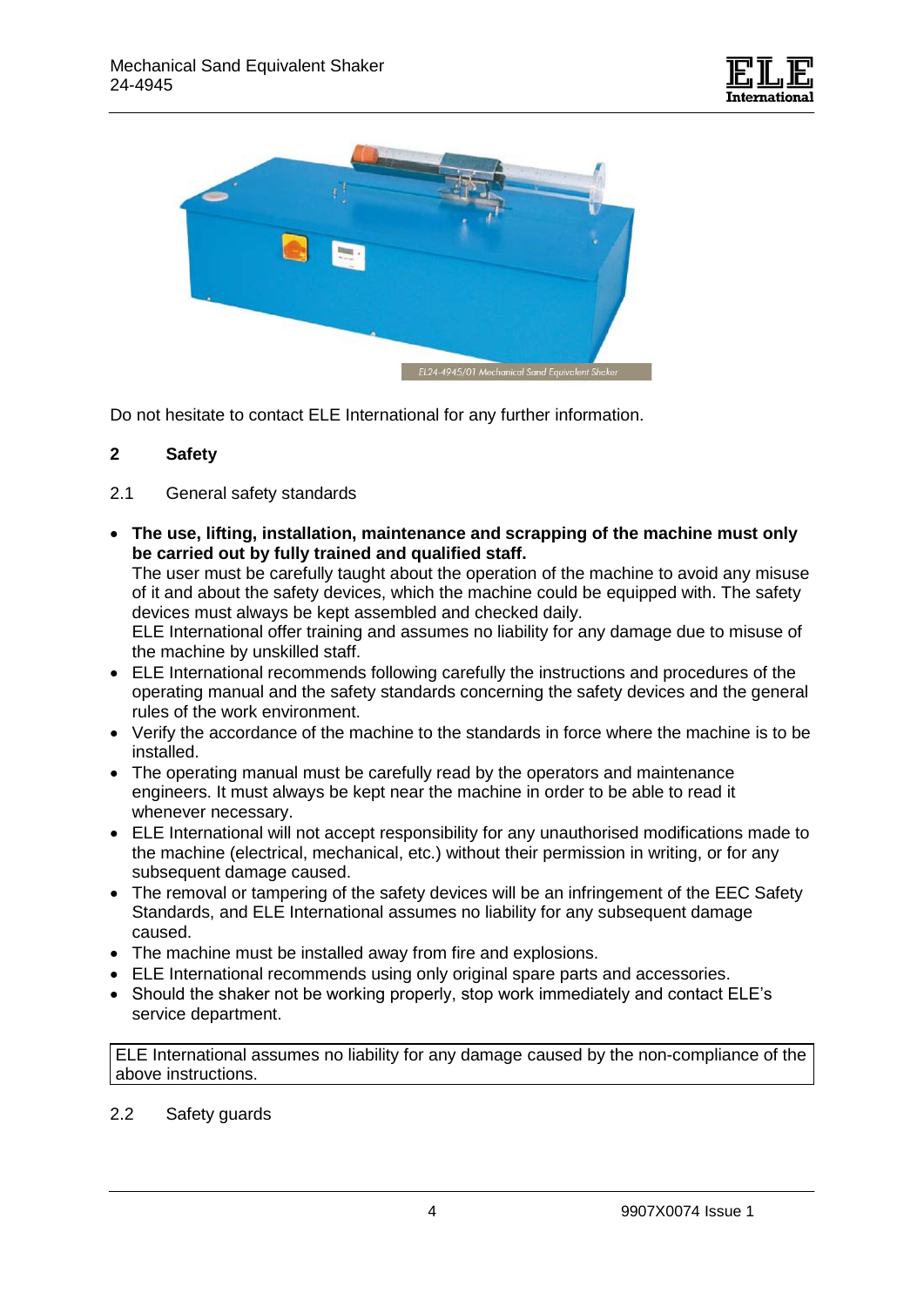Do not hesitate to contact ELE International for any further information.

## 2 Safety

### 2.1 General safety standards

- **The use, lifting, installation, maintenance and scrapping of the machine must only be carried out by fully trained and qualified staff.**
  The user must be carefully taught about the operation of the machine to avoid any misuse of it and about the safety devices, which the machine could be equipped with. The safety devices must always be kept assembled and checked daily.
  ELE International offer training and assumes no liability for any damage due to misuse of the machine by unskilled staff.
- ELE International recommends following carefully the instructions and procedures of the operating manual and the safety standards concerning the safety devices and the general rules of the work environment.
- Verify the accordance of the machine to the standards in force where the machine is to be installed.
- The operating manual must be carefully read by the operators and maintenance engineers. It must always be kept near the machine in order to be able to read it whenever necessary.
- ELE International will not accept responsibility for any unauthorised modifications made to the machine (electrical, mechanical, etc.) without their permission in writing, or for any subsequent damage caused.
- The removal or tampering of the safety devices will be an infringement of the EEC Safety Standards, and ELE International assumes no liability for any subsequent damage caused.
- The machine must be installed away from fire and explosions.
- ELE International recommends using only original spare parts and accessories.
- Should the shaker not be working properly, stop work immediately and contact ELE's service department.

| ELE International assumes no liability for any damage caused by the non-compliance of the above instructions. |
|---|

### 2.2 Safety guards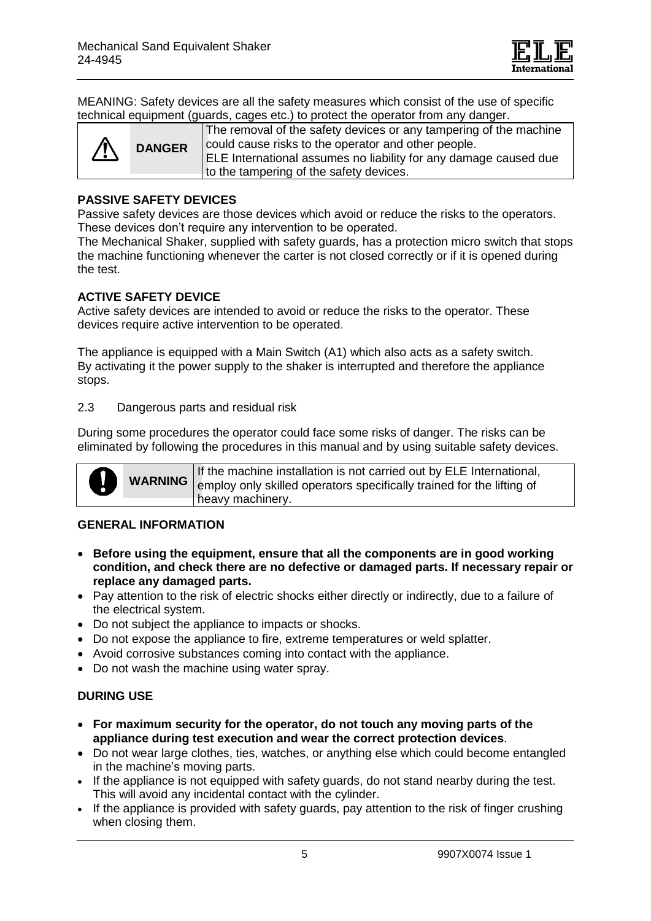MEANING: Safety devices are all the safety measures which consist of the use of specific technical equipment (guards, cages etc.) to protect the operator from any danger.

| | | |
|---|---|---|
| ⚠ | **DANGER** | The removal of the safety devices or any tampering of the machine could cause risks to the operator and other people. ELE International assumes no liability for any damage caused due to the tampering of the safety devices. |

**PASSIVE SAFETY DEVICES**

Passive safety devices are those devices which avoid or reduce the risks to the operators. These devices don't require any intervention to be operated.

The Mechanical Shaker, supplied with safety guards, has a protection micro switch that stops the machine functioning whenever the carter is not closed correctly or if it is opened during the test.

**ACTIVE SAFETY DEVICE**

Active safety devices are intended to avoid or reduce the risks to the operator. These devices require active intervention to be operated.

The appliance is equipped with a Main Switch (A1) which also acts as a safety switch. By activating it the power supply to the shaker is interrupted and therefore the appliance stops.

## 2.3 Dangerous parts and residual risk

During some procedures the operator could face some risks of danger. The risks can be eliminated by following the procedures in this manual and by using suitable safety devices.

| | | |
|---|---|---|
| ! | **WARNING** | If the machine installation is not carried out by ELE International, employ only skilled operators specifically trained for the lifting of heavy machinery. |

**GENERAL INFORMATION**

- **Before using the equipment, ensure that all the components are in good working condition, and check there are no defective or damaged parts. If necessary repair or replace any damaged parts.**
- Pay attention to the risk of electric shocks either directly or indirectly, due to a failure of the electrical system.
- Do not subject the appliance to impacts or shocks.
- Do not expose the appliance to fire, extreme temperatures or weld splatter.
- Avoid corrosive substances coming into contact with the appliance.
- Do not wash the machine using water spray.

**DURING USE**

- **For maximum security for the operator, do not touch any moving parts of the appliance during test execution and wear the correct protection devices**.
- Do not wear large clothes, ties, watches, or anything else which could become entangled in the machine's moving parts.
- If the appliance is not equipped with safety guards, do not stand nearby during the test. This will avoid any incidental contact with the cylinder.
- If the appliance is provided with safety guards, pay attention to the risk of finger crushing when closing them.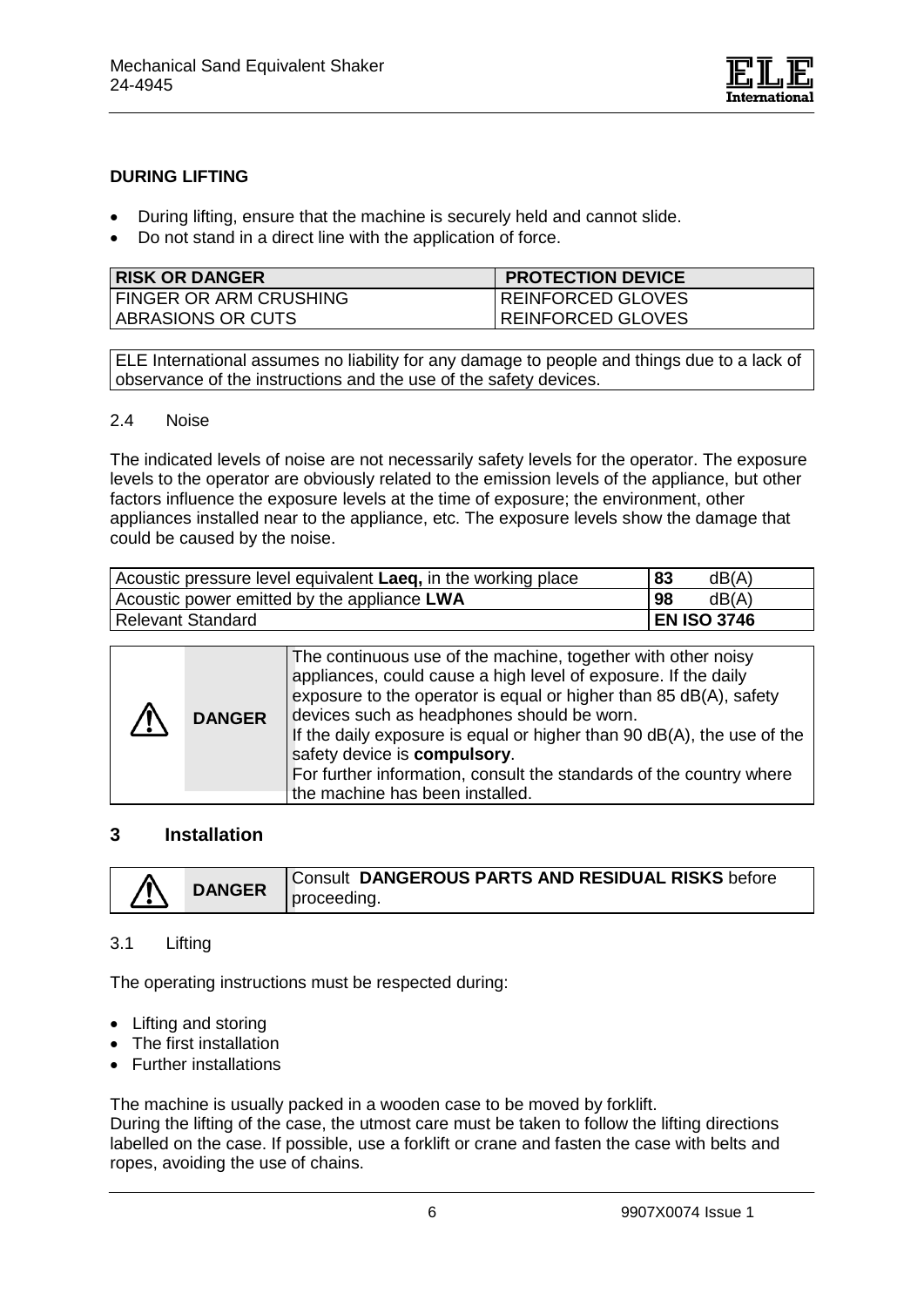**DURING LIFTING**

- During lifting, ensure that the machine is securely held and cannot slide.
- Do not stand in a direct line with the application of force.

| RISK OR DANGER | PROTECTION DEVICE |
|---|---|
| FINGER OR ARM CRUSHING | REINFORCED GLOVES |
| ABRASIONS OR CUTS | REINFORCED GLOVES |

ELE International assumes no liability for any damage to people and things due to a lack of observance of the instructions and the use of the safety devices.

## 2.4 Noise

The indicated levels of noise are not necessarily safety levels for the operator. The exposure levels to the operator are obviously related to the emission levels of the appliance, but other factors influence the exposure levels at the time of exposure; the environment, other appliances installed near to the appliance, etc. The exposure levels show the damage that could be caused by the noise.

| | |
|---|---|
| Acoustic pressure level equivalent **Laeq,** in the working place | **83** dB(A) |
| Acoustic power emitted by the appliance **LWA** | **98** dB(A) |
| Relevant Standard | **EN ISO 3746** |

| ⚠ **DANGER** | The continuous use of the machine, together with other noisy appliances, could cause a high level of exposure. If the daily exposure to the operator is equal or higher than 85 dB(A), safety devices such as headphones should be worn. If the daily exposure is equal or higher than 90 dB(A), the use of the safety device is **compulsory**. For further information, consult the standards of the country where the machine has been installed. |
|---|---|

# 3 Installation

| ⚠ **DANGER** | Consult **DANGEROUS PARTS AND RESIDUAL RISKS** before proceeding. |
|---|---|

## 3.1 Lifting

The operating instructions must be respected during:

- Lifting and storing
- The first installation
- Further installations

The machine is usually packed in a wooden case to be moved by forklift.
During the lifting of the case, the utmost care must be taken to follow the lifting directions labelled on the case. If possible, use a forklift or crane and fasten the case with belts and ropes, avoiding the use of chains.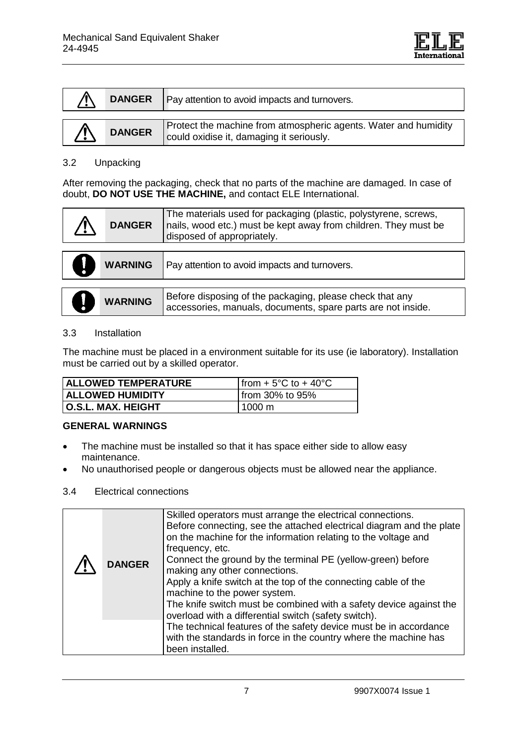| | |
|---|---|
| ⚠ **DANGER** | Pay attention to avoid impacts and turnovers. |

| | |
|---|---|
| ⚠ **DANGER** | Protect the machine from atmospheric agents. Water and humidity could oxidise it, damaging it seriously. |

## 3.2 Unpacking

After removing the packaging, check that no parts of the machine are damaged. In case of doubt, **DO NOT USE THE MACHINE,** and contact ELE International.

| | |
|---|---|
| ⚠ **DANGER** | The materials used for packaging (plastic, polystyrene, screws, nails, wood etc.) must be kept away from children. They must be disposed of appropriately. |

| | |
|---|---|
| **WARNING** | Pay attention to avoid impacts and turnovers. |

| | |
|---|---|
| **WARNING** | Before disposing of the packaging, please check that any accessories, manuals, documents, spare parts are not inside. |

## 3.3 Installation

The machine must be placed in a environment suitable for its use (ie laboratory). Installation must be carried out by a skilled operator.

| | |
|---|---|
| **ALLOWED TEMPERATURE** | from + 5°C to + 40°C |
| **ALLOWED HUMIDITY** | from 30% to 95% |
| **O.S.L. MAX. HEIGHT** | 1000 m |

**GENERAL WARNINGS**

- The machine must be installed so that it has space either side to allow easy maintenance.
- No unauthorised people or dangerous objects must be allowed near the appliance.

## 3.4 Electrical connections

| | |
|---|---|
| ⚠ **DANGER** | Skilled operators must arrange the electrical connections. Before connecting, see the attached electrical diagram and the plate on the machine for the information relating to the voltage and frequency, etc. Connect the ground by the terminal PE (yellow-green) before making any other connections. Apply a knife switch at the top of the connecting cable of the machine to the power system. The knife switch must be combined with a safety device against the overload with a differential switch (safety switch). The technical features of the safety device must be in accordance with the standards in force in the country where the machine has been installed. |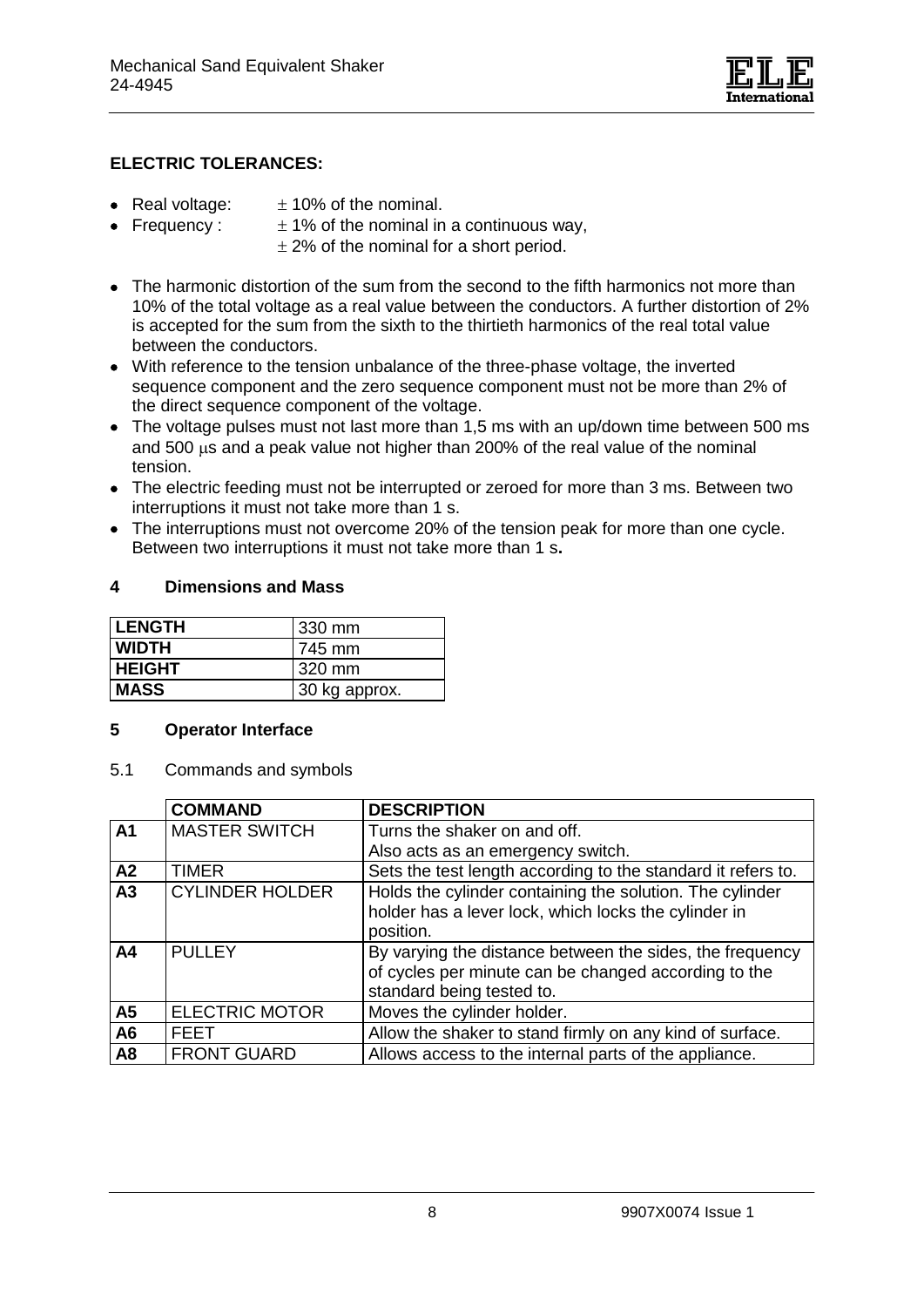**ELECTRIC TOLERANCES:**

- Real voltage: ± 10% of the nominal.
- Frequency : ± 1% of the nominal in a continuous way,
  ± 2% of the nominal for a short period.

- The harmonic distortion of the sum from the second to the fifth harmonics not more than 10% of the total voltage as a real value between the conductors. A further distortion of 2% is accepted for the sum from the sixth to the thirtieth harmonics of the real total value between the conductors.
- With reference to the tension unbalance of the three-phase voltage, the inverted sequence component and the zero sequence component must not be more than 2% of the direct sequence component of the voltage.
- The voltage pulses must not last more than 1,5 ms with an up/down time between 500 ms and 500 µs and a peak value not higher than 200% of the real value of the nominal tension.
- The electric feeding must not be interrupted or zeroed for more than 3 ms. Between two interruptions it must not take more than 1 s.
- The interruptions must not overcome 20% of the tension peak for more than one cycle. Between two interruptions it must not take more than 1 s**.**

## 4 Dimensions and Mass

| | |
|---|---|
| **LENGTH** | 330 mm |
| **WIDTH** | 745 mm |
| **HEIGHT** | 320 mm |
| **MASS** | 30 kg approx. |

## 5 Operator Interface

5.1 Commands and symbols

| | COMMAND | DESCRIPTION |
|---|---|---|
| **A1** | MASTER SWITCH | Turns the shaker on and off. Also acts as an emergency switch. |
| **A2** | TIMER | Sets the test length according to the standard it refers to. |
| **A3** | CYLINDER HOLDER | Holds the cylinder containing the solution. The cylinder holder has a lever lock, which locks the cylinder in position. |
| **A4** | PULLEY | By varying the distance between the sides, the frequency of cycles per minute can be changed according to the standard being tested to. |
| **A5** | ELECTRIC MOTOR | Moves the cylinder holder. |
| **A6** | FEET | Allow the shaker to stand firmly on any kind of surface. |
| **A8** | FRONT GUARD | Allows access to the internal parts of the appliance. |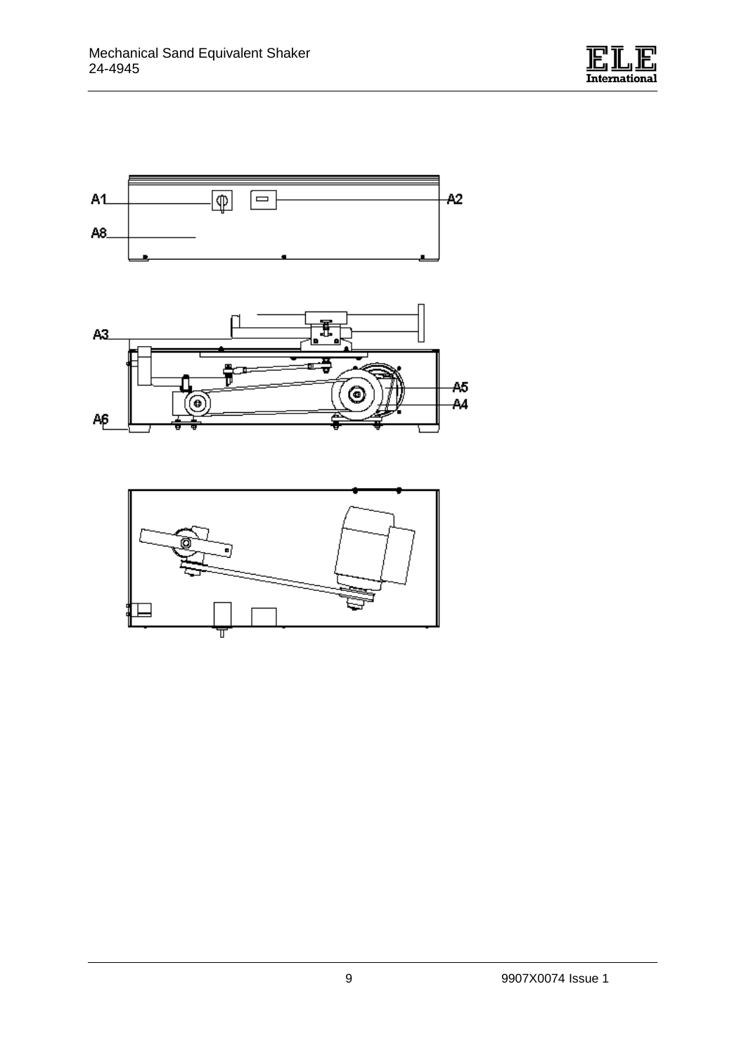A1

A2

A8

A3

A5

A4

A6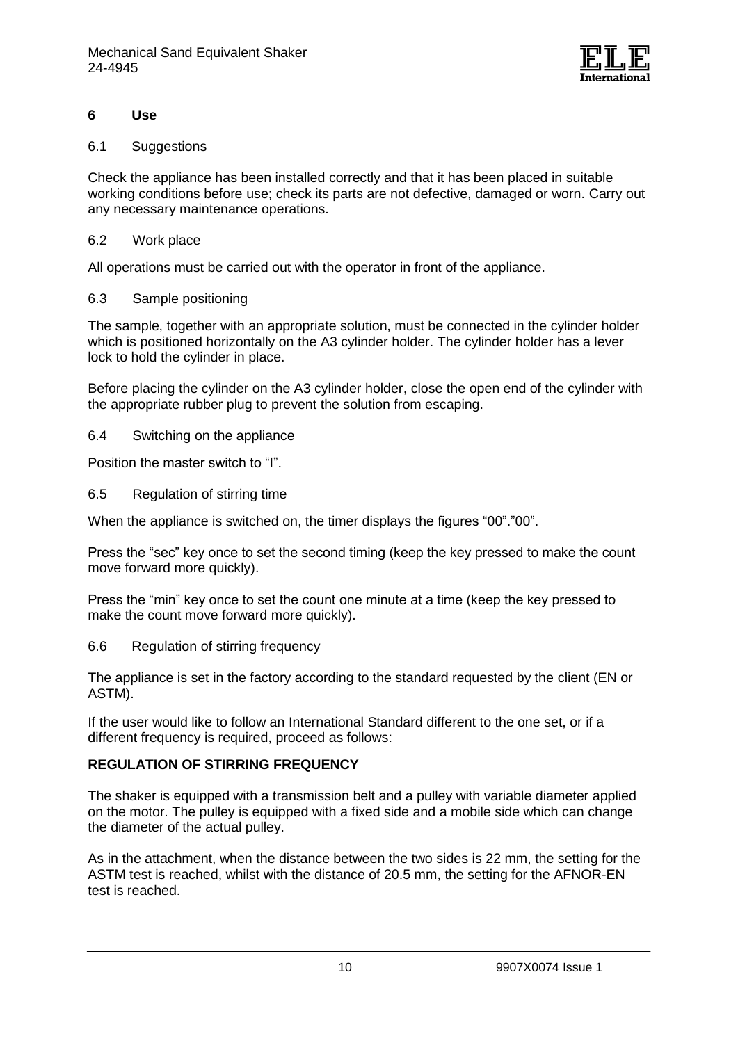# 6 Use

## 6.1 Suggestions

Check the appliance has been installed correctly and that it has been placed in suitable working conditions before use; check its parts are not defective, damaged or worn. Carry out any necessary maintenance operations.

## 6.2 Work place

All operations must be carried out with the operator in front of the appliance.

## 6.3 Sample positioning

The sample, together with an appropriate solution, must be connected in the cylinder holder which is positioned horizontally on the A3 cylinder holder. The cylinder holder has a lever lock to hold the cylinder in place.

Before placing the cylinder on the A3 cylinder holder, close the open end of the cylinder with the appropriate rubber plug to prevent the solution from escaping.

## 6.4 Switching on the appliance

Position the master switch to "I".

## 6.5 Regulation of stirring time

When the appliance is switched on, the timer displays the figures "00"."00".

Press the "sec" key once to set the second timing (keep the key pressed to make the count move forward more quickly).

Press the "min" key once to set the count one minute at a time (keep the key pressed to make the count move forward more quickly).

## 6.6 Regulation of stirring frequency

The appliance is set in the factory according to the standard requested by the client (EN or ASTM).

If the user would like to follow an International Standard different to the one set, or if a different frequency is required, proceed as follows:

**REGULATION OF STIRRING FREQUENCY**

The shaker is equipped with a transmission belt and a pulley with variable diameter applied on the motor. The pulley is equipped with a fixed side and a mobile side which can change the diameter of the actual pulley.

As in the attachment, when the distance between the two sides is 22 mm, the setting for the ASTM test is reached, whilst with the distance of 20.5 mm, the setting for the AFNOR-EN test is reached.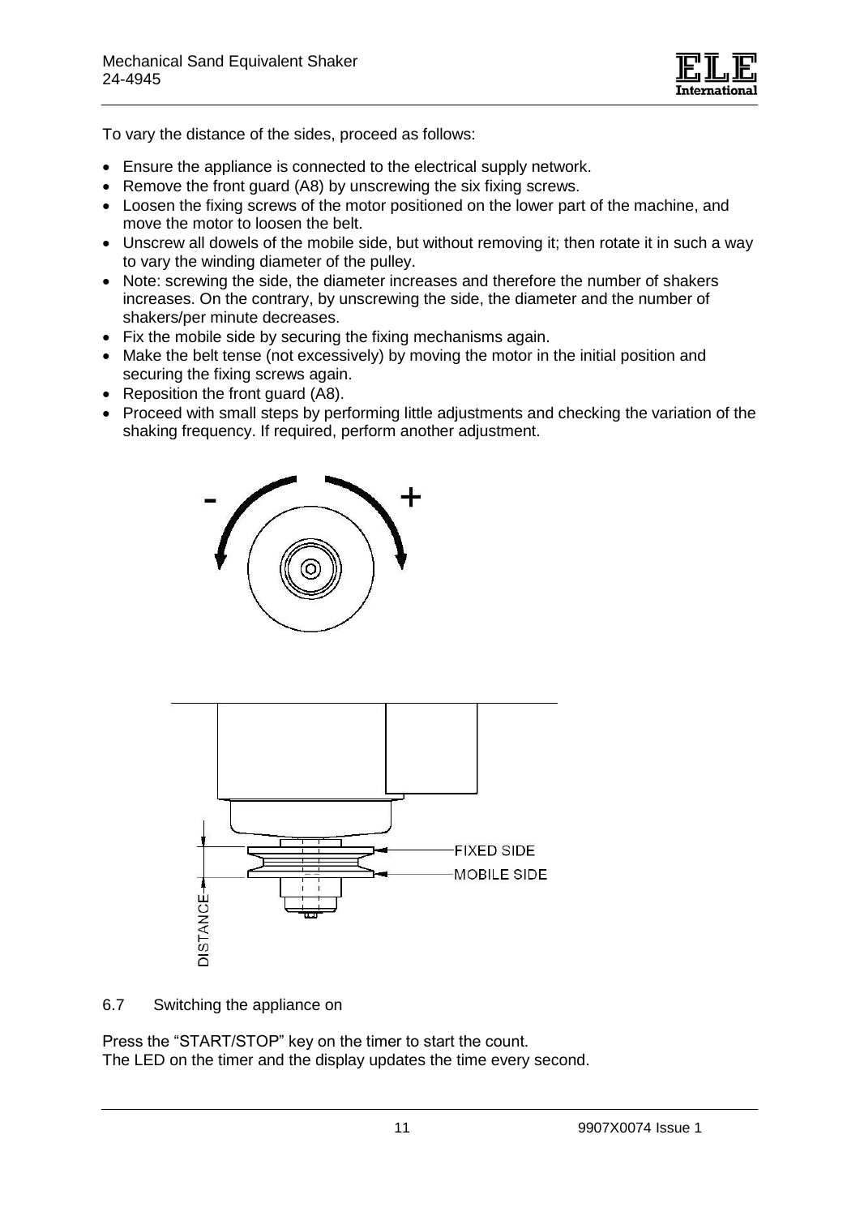To vary the distance of the sides, proceed as follows:

- Ensure the appliance is connected to the electrical supply network.
- Remove the front guard (A8) by unscrewing the six fixing screws.
- Loosen the fixing screws of the motor positioned on the lower part of the machine, and move the motor to loosen the belt.
- Unscrew all dowels of the mobile side, but without removing it; then rotate it in such a way to vary the winding diameter of the pulley.
- Note: screwing the side, the diameter increases and therefore the number of shakers increases. On the contrary, by unscrewing the side, the diameter and the number of shakers/per minute decreases.
- Fix the mobile side by securing the fixing mechanisms again.
- Make the belt tense (not excessively) by moving the motor in the initial position and securing the fixing screws again.
- Reposition the front guard (A8).
- Proceed with small steps by performing little adjustments and checking the variation of the shaking frequency. If required, perform another adjustment.

6.7 Switching the appliance on

Press the "START/STOP" key on the timer to start the count.
The LED on the timer and the display updates the time every second.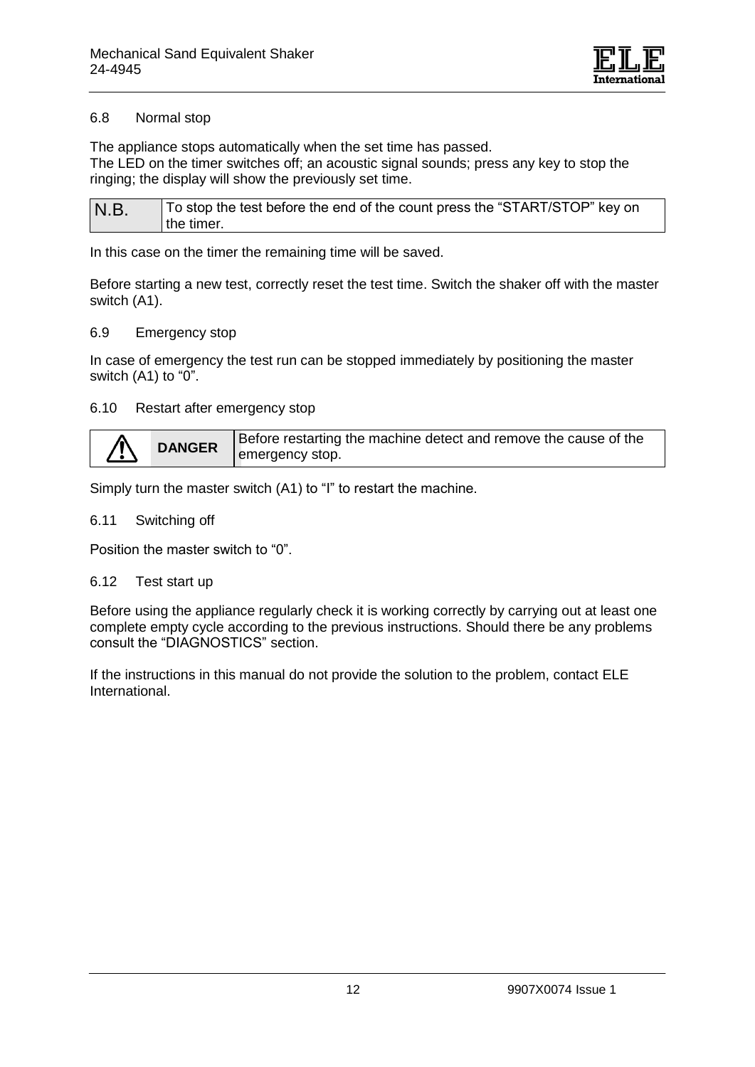## 6.8 Normal stop

The appliance stops automatically when the set time has passed.
The LED on the timer switches off; an acoustic signal sounds; press any key to stop the ringing; the display will show the previously set time.

| N.B. | To stop the test before the end of the count press the “START/STOP” key on the timer. |
|---|---|

In this case on the timer the remaining time will be saved.

Before starting a new test, correctly reset the test time. Switch the shaker off with the master switch (A1).

## 6.9 Emergency stop

In case of emergency the test run can be stopped immediately by positioning the master switch (A1) to “0”.

## 6.10 Restart after emergency stop

| ⚠ | **DANGER** | Before restarting the machine detect and remove the cause of the emergency stop. |
|---|---|---|

Simply turn the master switch (A1) to “I” to restart the machine.

## 6.11 Switching off

Position the master switch to “0”.

## 6.12 Test start up

Before using the appliance regularly check it is working correctly by carrying out at least one complete empty cycle according to the previous instructions. Should there be any problems consult the “DIAGNOSTICS” section.

If the instructions in this manual do not provide the solution to the problem, contact ELE International.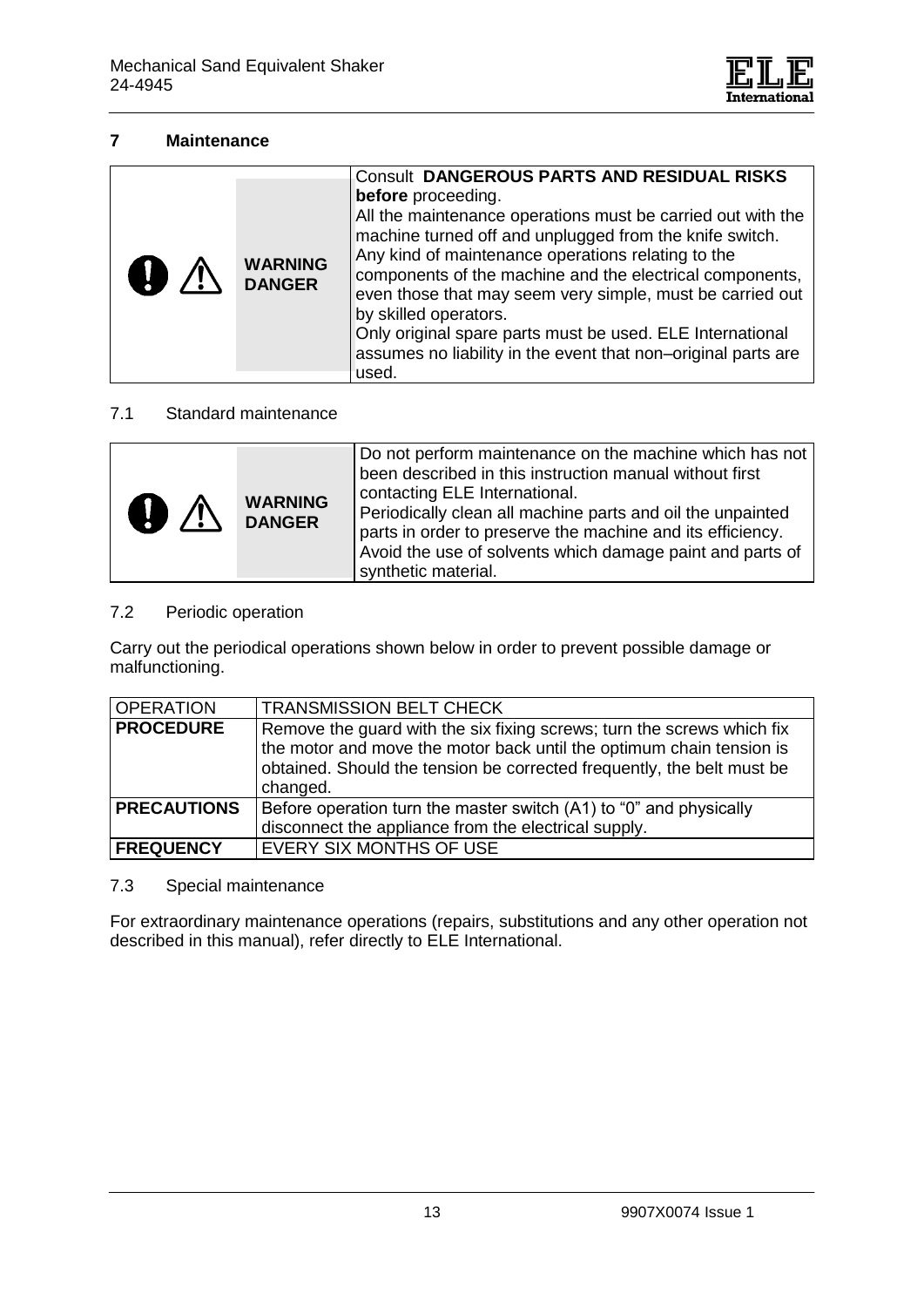# 7 Maintenance

| | WARNING DANGER | Consult **DANGEROUS PARTS AND RESIDUAL RISKS before** proceeding. All the maintenance operations must be carried out with the machine turned off and unplugged from the knife switch. Any kind of maintenance operations relating to the components of the machine and the electrical components, even those that may seem very simple, must be carried out by skilled operators. Only original spare parts must be used. ELE International assumes no liability in the event that non–original parts are used. |
|---|---|---|

## 7.1 Standard maintenance

| | WARNING DANGER | Do not perform maintenance on the machine which has not been described in this instruction manual without first contacting ELE International. Periodically clean all machine parts and oil the unpainted parts in order to preserve the machine and its efficiency. Avoid the use of solvents which damage paint and parts of synthetic material. |
|---|---|---|

## 7.2 Periodic operation

Carry out the periodical operations shown below in order to prevent possible damage or malfunctioning.

| OPERATION | TRANSMISSION BELT CHECK |
|---|---|
| **PROCEDURE** | Remove the guard with the six fixing screws; turn the screws which fix the motor and move the motor back until the optimum chain tension is obtained. Should the tension be corrected frequently, the belt must be changed. |
| **PRECAUTIONS** | Before operation turn the master switch (A1) to “0” and physically disconnect the appliance from the electrical supply. |
| **FREQUENCY** | EVERY SIX MONTHS OF USE |

## 7.3 Special maintenance

For extraordinary maintenance operations (repairs, substitutions and any other operation not described in this manual), refer directly to ELE International.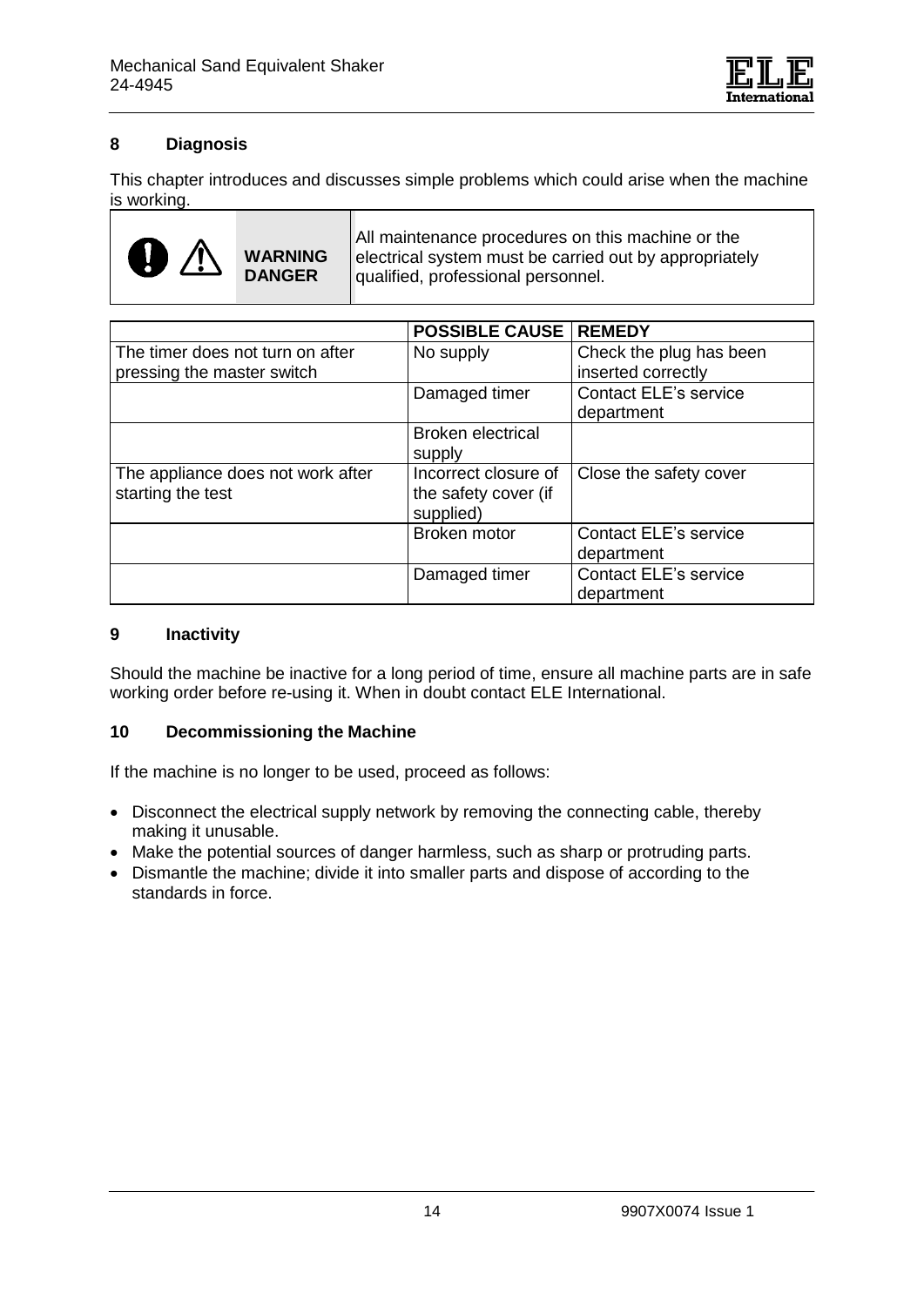## 8 Diagnosis

This chapter introduces and discusses simple problems which could arise when the machine is working.

| | | |
|---|---|---|
| | **WARNING DANGER** | All maintenance procedures on this machine or the electrical system must be carried out by appropriately qualified, professional personnel. |

| | **POSSIBLE CAUSE** | **REMEDY** |
|---|---|---|
| The timer does not turn on after pressing the master switch | No supply | Check the plug has been inserted correctly |
| | Damaged timer | Contact ELE's service department |
| | Broken electrical supply | |
| The appliance does not work after starting the test | Incorrect closure of the safety cover (if supplied) | Close the safety cover |
| | Broken motor | Contact ELE's service department |
| | Damaged timer | Contact ELE's service department |

## 9 Inactivity

Should the machine be inactive for a long period of time, ensure all machine parts are in safe working order before re-using it. When in doubt contact ELE International.

## 10 Decommissioning the Machine

If the machine is no longer to be used, proceed as follows:

- Disconnect the electrical supply network by removing the connecting cable, thereby making it unusable.
- Make the potential sources of danger harmless, such as sharp or protruding parts.
- Dismantle the machine; divide it into smaller parts and dispose of according to the standards in force.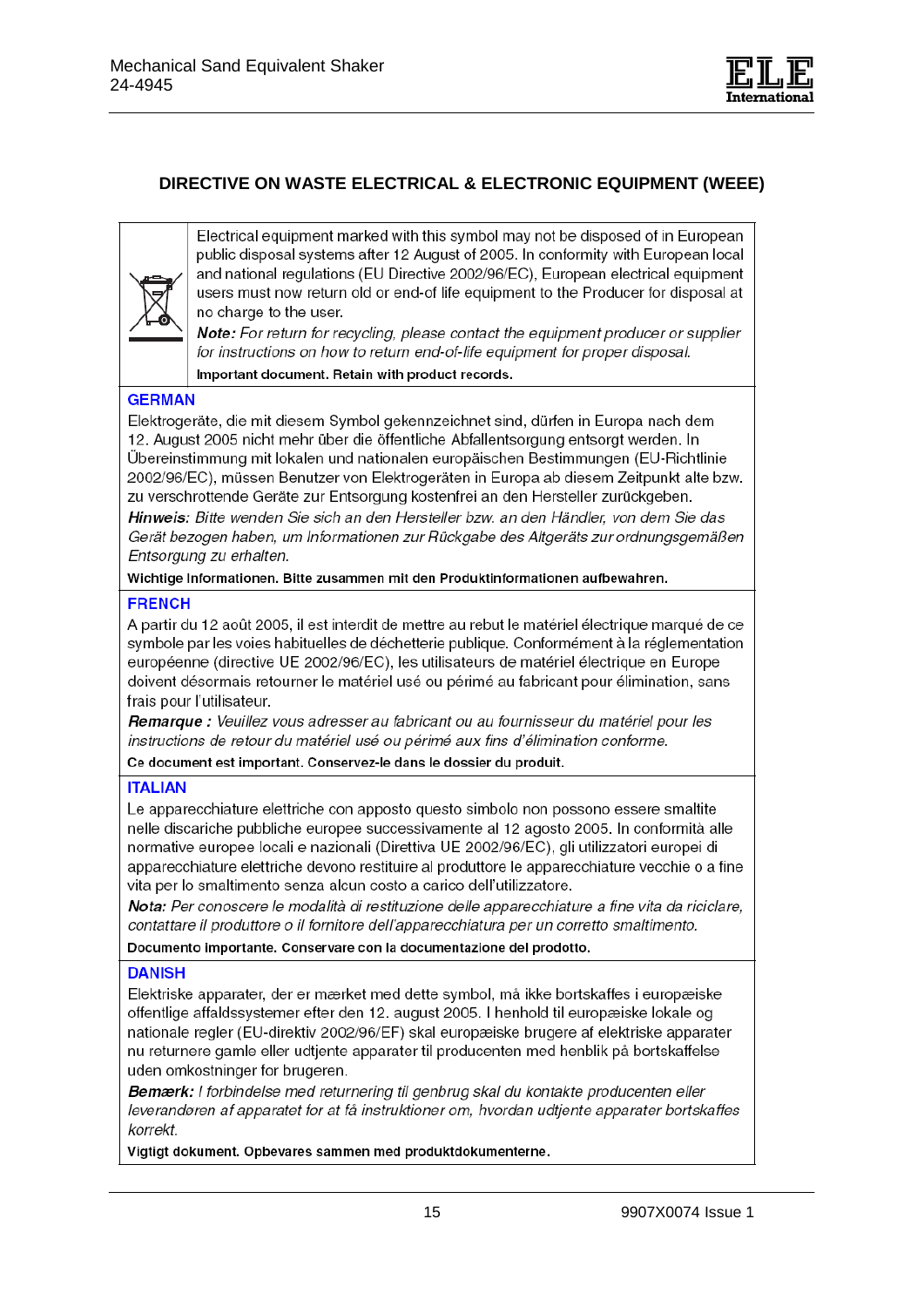## DIRECTIVE ON WASTE ELECTRICAL & ELECTRONIC EQUIPMENT (WEEE)

Electrical equipment marked with this symbol may not be disposed of in European public disposal systems after 12 August of 2005. In conformity with European local and national regulations (EU Directive 2002/96/EC), European electrical equipment users must now return old or end-of life equipment to the Producer for disposal at no charge to the user.

***Note:*** *For return for recycling, please contact the equipment producer or supplier for instructions on how to return end-of-life equipment for proper disposal.*

**Important document. Retain with product records.**

### GERMAN

Elektrogeräte, die mit diesem Symbol gekennzeichnet sind, dürfen in Europa nach dem 12. August 2005 nicht mehr über die öffentliche Abfallentsorgung entsorgt werden. In Übereinstimmung mit lokalen und nationalen europäischen Bestimmungen (EU-Richtlinie 2002/96/EC), müssen Benutzer von Elektrogeräten in Europa ab diesem Zeitpunkt alte bzw. zu verschrottende Geräte zur Entsorgung kostenfrei an den Hersteller zurückgeben.

***Hinweis:*** *Bitte wenden Sie sich an den Hersteller bzw. an den Händler, von dem Sie das Gerät bezogen haben, um Informationen zur Rückgabe des Altgeräts zur ordnungsgemäßen Entsorgung zu erhalten.*

**Wichtige Informationen. Bitte zusammen mit den Produktinformationen aufbewahren.**

### FRENCH

A partir du 12 août 2005, il est interdit de mettre au rebut le matériel électrique marqué de ce symbole par les voies habituelles de déchetterie publique. Conformément à la réglementation européenne (directive UE 2002/96/EC), les utilisateurs de matériel électrique en Europe doivent désormais retourner le matériel usé ou périmé au fabricant pour élimination, sans frais pour l'utilisateur.

***Remarque :*** *Veuillez vous adresser au fabricant ou au fournisseur du matériel pour les instructions de retour du matériel usé ou périmé aux fins d'élimination conforme.*

**Ce document est important. Conservez-le dans le dossier du produit.**

### ITALIAN

Le apparecchiature elettriche con apposto questo simbolo non possono essere smaltite nelle discariche pubbliche europee successivamente al 12 agosto 2005. In conformità alle normative europee locali e nazionali (Direttiva UE 2002/96/EC), gli utilizzatori europei di apparecchiature elettriche devono restituire al produttore le apparecchiature vecchie o a fine vita per lo smaltimento senza alcun costo a carico dell'utilizzatore.

***Nota:*** *Per conoscere le modalità di restituzione delle apparecchiature a fine vita da riciclare, contattare il produttore o il fornitore dell'apparecchiatura per un corretto smaltimento.*

**Documento importante. Conservare con la documentazione del prodotto.**

### DANISH

Elektriske apparater, der er mærket med dette symbol, må ikke bortskaffes i europæiske offentlige affaldssystemer efter den 12. august 2005. I henhold til europæiske lokale og nationale regler (EU-direktiv 2002/96/EF) skal europæiske brugere af elektriske apparater nu returnere gamle eller udtjente apparater til producenten med henblik på bortskaffelse uden omkostninger for brugeren.

***Bemærk:*** *I forbindelse med returnering til genbrug skal du kontakte producenten eller leverandøren af apparatet for at få instruktioner om, hvordan udtjente apparater bortskaffes korrekt.*

**Vigtigt dokument. Opbevares sammen med produktdokumenterne.**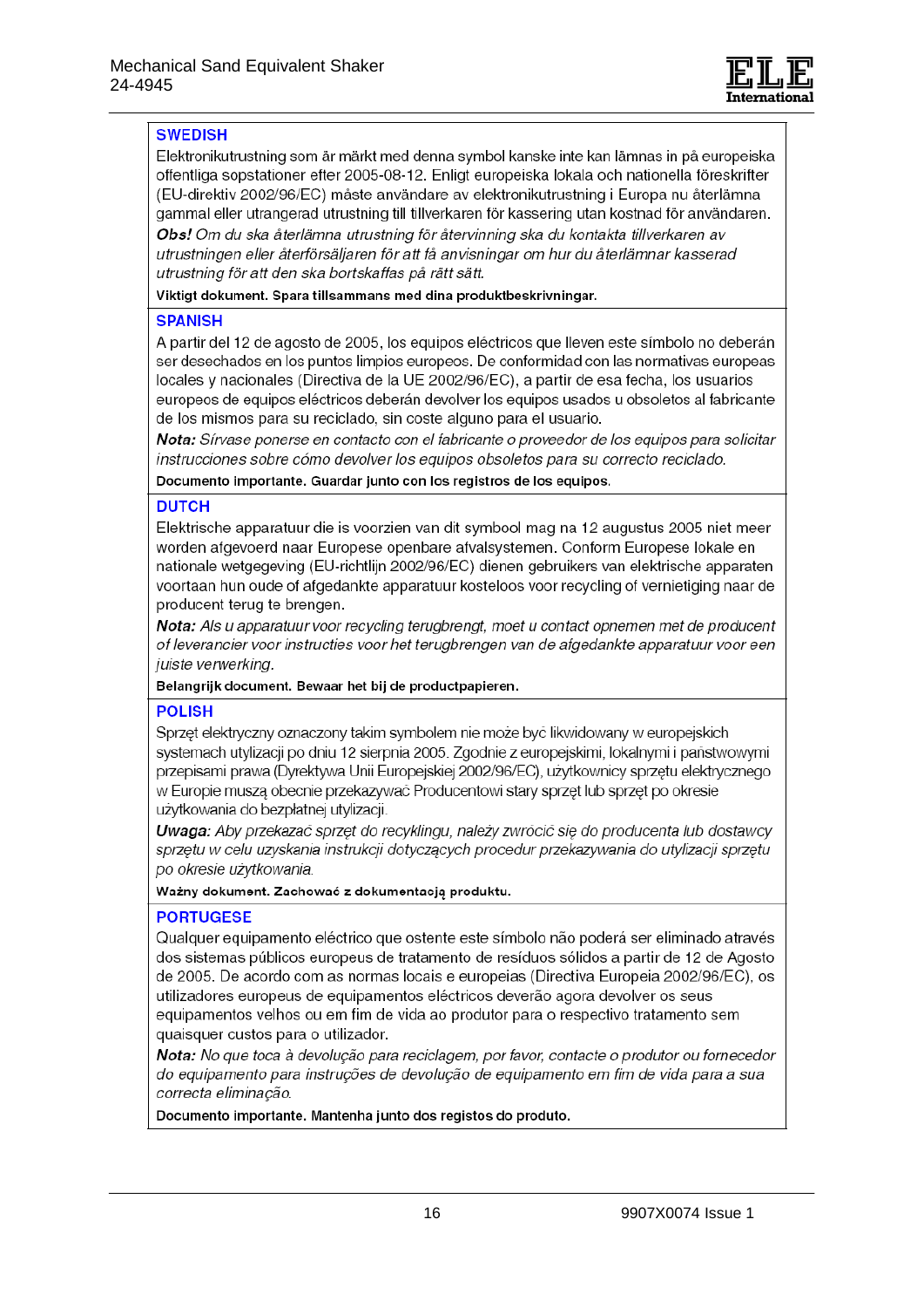## SWEDISH

Elektronikutrustning som är märkt med denna symbol kanske inte kan lämnas in på europeiska offentliga sopstationer efter 2005-08-12. Enligt europeiska lokala och nationella föreskrifter (EU-direktiv 2002/96/EC) måste användare av elektronikutrustning i Europa nu återlämna gammal eller utrangerad utrustning till tillverkaren för kassering utan kostnad för användaren.

***Obs!*** *Om du ska återlämna utrustning för återvinning ska du kontakta tillverkaren av utrustningen eller återförsäljaren för att få anvisningar om hur du återlämnar kasserad utrustning för att den ska bortskaffas på rätt sätt.*

**Viktigt dokument. Spara tillsammans med dina produktbeskrivningar.**

## SPANISH

A partir del 12 de agosto de 2005, los equipos eléctricos que lleven este símbolo no deberán ser desechados en los puntos limpios europeos. De conformidad con las normativas europeas locales y nacionales (Directiva de la UE 2002/96/EC), a partir de esa fecha, los usuarios europeos de equipos eléctricos deberán devolver los equipos usados u obsoletos al fabricante de los mismos para su reciclado, sin coste alguno para el usuario.

***Nota:*** *Sírvase ponerse en contacto con el fabricante o proveedor de los equipos para solicitar instrucciones sobre cómo devolver los equipos obsoletos para su correcto reciclado.*

**Documento importante. Guardar junto con los registros de los equipos.**

## DUTCH

Elektrische apparatuur die is voorzien van dit symbool mag na 12 augustus 2005 niet meer worden afgevoerd naar Europese openbare afvalsystemen. Conform Europese lokale en nationale wetgegeving (EU-richtlijn 2002/96/EC) dienen gebruikers van elektrische apparaten voortaan hun oude of afgedankte apparatuur kosteloos voor recycling of vernietiging naar de producent terug te brengen.

***Nota:*** *Als u apparatuur voor recycling terugbrengt, moet u contact opnemen met de producent of leverancier voor instructies voor het terugbrengen van de afgedankte apparatuur voor een juiste verwerking.*

**Belangrijk document. Bewaar het bij de productpapieren.**

## POLISH

Sprzęt elektryczny oznaczony takim symbolem nie może być likwidowany w europejskich systemach utylizacji po dniu 12 sierpnia 2005. Zgodnie z europejskimi, lokalnymi i państwowymi przepisami prawa (Dyrektywa Unii Europejskiej 2002/96/EC), użytkownicy sprzętu elektrycznego w Europie muszą obecnie przekazywać Producentowi stary sprzęt lub sprzęt po okresie użytkowania do bezpłatnej utylizacji.

***Uwaga:*** *Aby przekazać sprzęt do recyklingu, należy zwrócić się do producenta lub dostawcy sprzętu w celu uzyskania instrukcji dotyczących procedur przekazywania do utylizacji sprzętu po okresie użytkowania.*

**Ważny dokument. Zachować z dokumentacją produktu.**

## PORTUGESE

Qualquer equipamento eléctrico que ostente este símbolo não poderá ser eliminado através dos sistemas públicos europeus de tratamento de resíduos sólidos a partir de 12 de Agosto de 2005. De acordo com as normas locais e europeias (Directiva Europeia 2002/96/EC), os utilizadores europeus de equipamentos eléctricos deverão agora devolver os seus equipamentos velhos ou em fim de vida ao produtor para o respectivo tratamento sem quaisquer custos para o utilizador.

***Nota:*** *No que toca à devolução para reciclagem, por favor, contacte o produtor ou fornecedor do equipamento para instruções de devolução de equipamento em fim de vida para a sua correcta eliminação.*

**Documento importante. Mantenha junto dos registos do produto.**